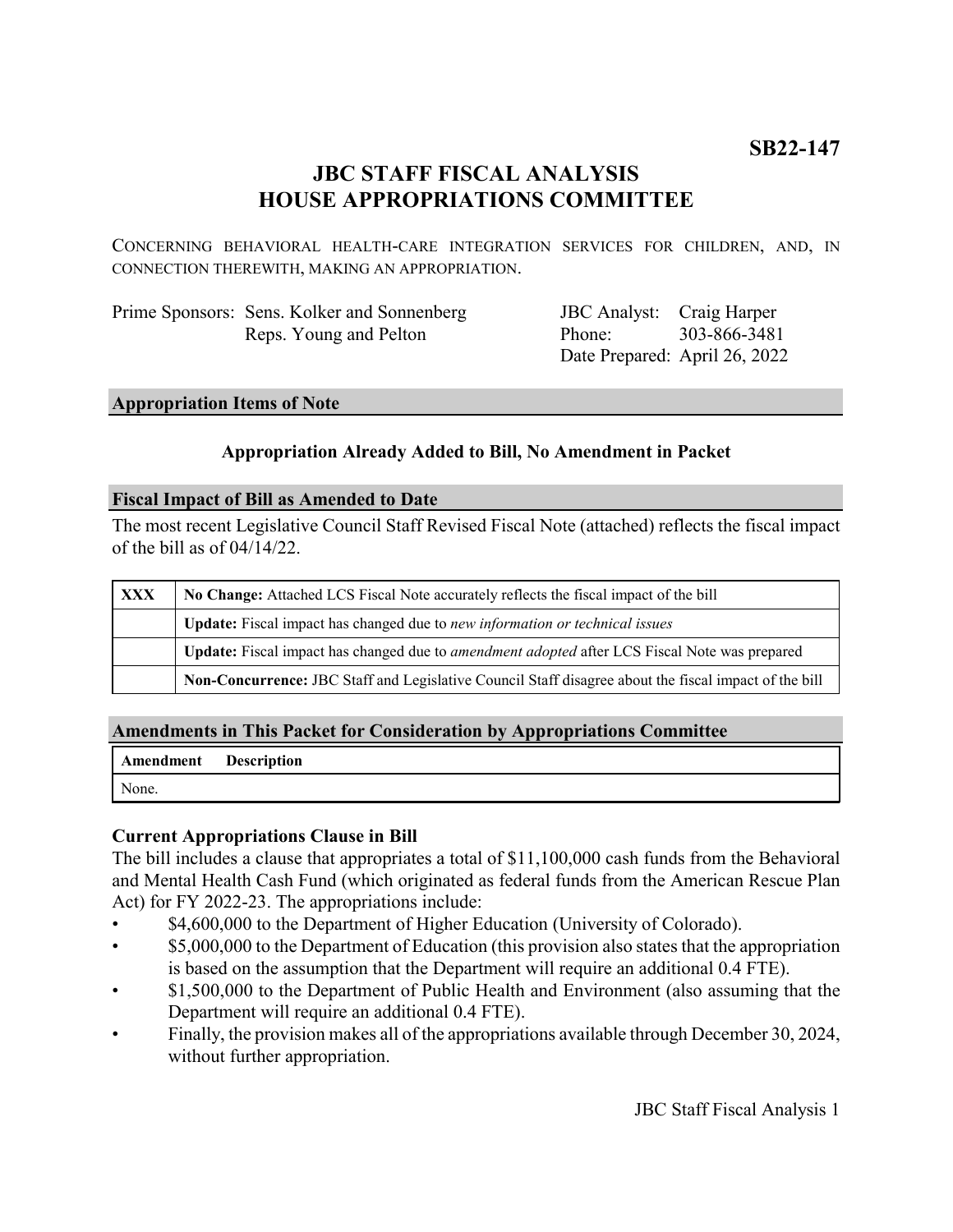**SB22-147**

# JBC STAFF FISCAL ANALYSIS
# HOUSE APPROPRIATIONS COMMITTEE

CONCERNING BEHAVIORAL HEALTH-CARE INTEGRATION SERVICES FOR CHILDREN, AND, IN CONNECTION THEREWITH, MAKING AN APPROPRIATION.

| | | | |
|---|---|---|---|
| Prime Sponsors: | Sens. Kolker and Sonnenberg | JBC Analyst: | Craig Harper |
| | Reps. Young and Pelton | Phone: | 303-866-3481 |
| | | Date Prepared: | April 26, 2022 |

## Appropriation Items of Note

**Appropriation Already Added to Bill, No Amendment in Packet**

## Fiscal Impact of Bill as Amended to Date

The most recent Legislative Council Staff Revised Fiscal Note (attached) reflects the fiscal impact of the bill as of 04/14/22.

| | |
|---|---|
| **XXX** | **No Change:** Attached LCS Fiscal Note accurately reflects the fiscal impact of the bill |
| | **Update:** Fiscal impact has changed due to *new information or technical issues* |
| | **Update:** Fiscal impact has changed due to *amendment adopted* after LCS Fiscal Note was prepared |
| | **Non-Concurrence:** JBC Staff and Legislative Council Staff disagree about the fiscal impact of the bill |

## Amendments in This Packet for Consideration by Appropriations Committee

| Amendment | Description |
|---|---|
| None. | |

### Current Appropriations Clause in Bill

The bill includes a clause that appropriates a total of $11,100,000 cash funds from the Behavioral and Mental Health Cash Fund (which originated as federal funds from the American Rescue Plan Act) for FY 2022-23. The appropriations include:

- $4,600,000 to the Department of Higher Education (University of Colorado).
- $5,000,000 to the Department of Education (this provision also states that the appropriation is based on the assumption that the Department will require an additional 0.4 FTE).
- $1,500,000 to the Department of Public Health and Environment (also assuming that the Department will require an additional 0.4 FTE).
- Finally, the provision makes all of the appropriations available through December 30, 2024, without further appropriation.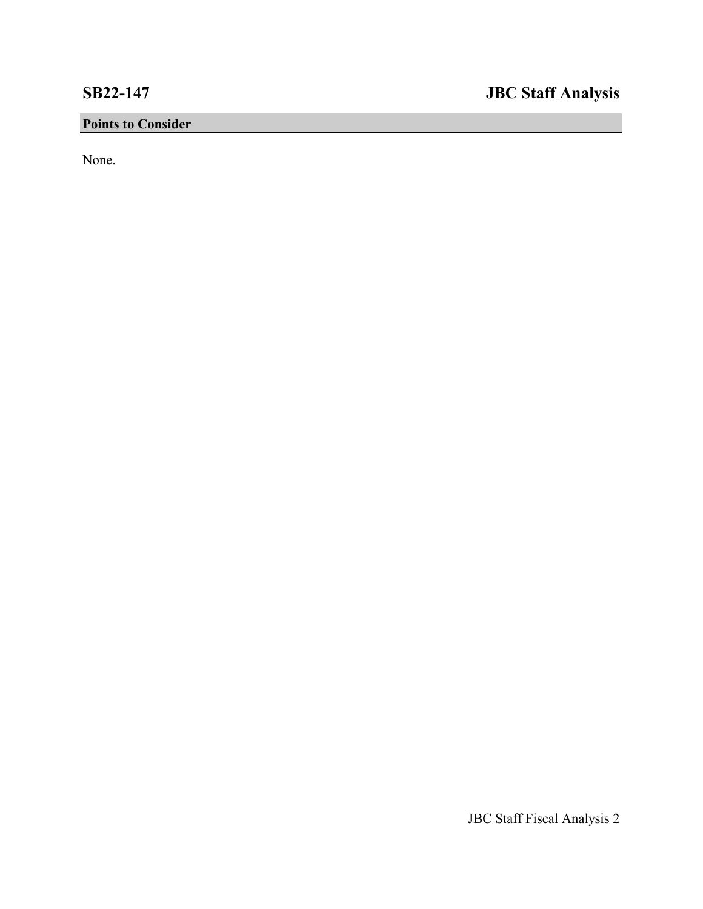## Points to Consider

None.